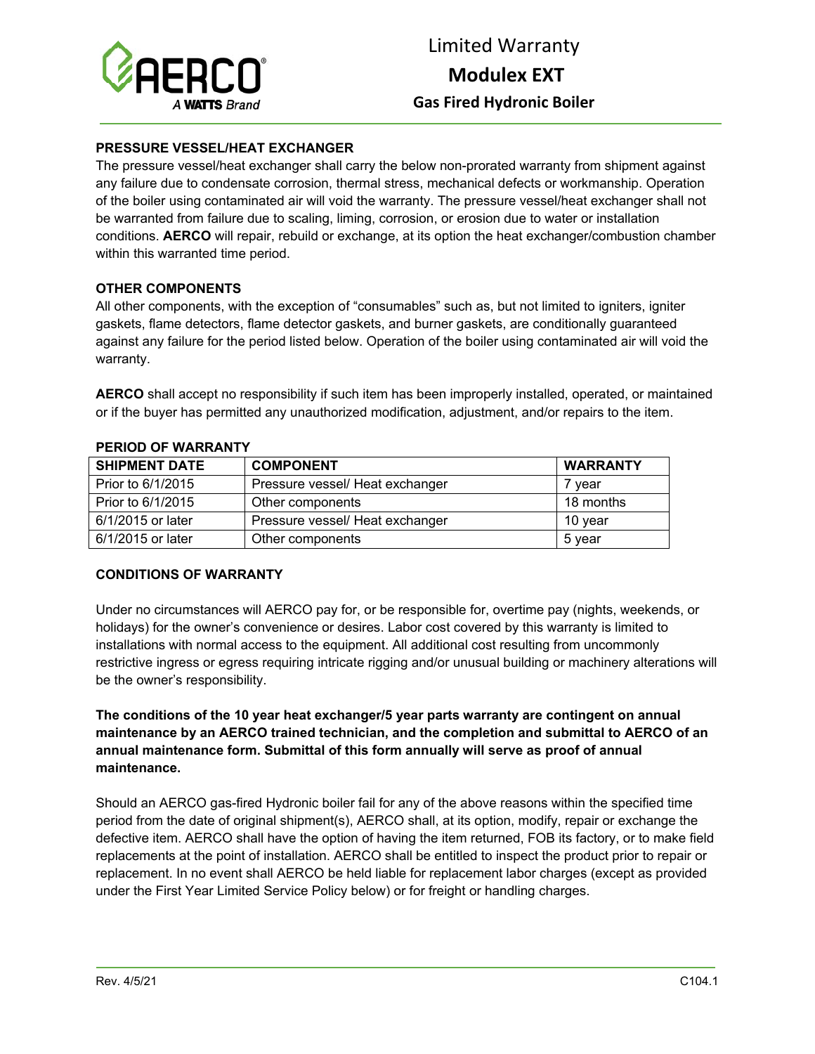# Limited Warranty

## Modulex EXT

### Gas Fired Hydronic Boiler

**PRESSURE VESSEL/HEAT EXCHANGER**

The pressure vessel/heat exchanger shall carry the below non-prorated warranty from shipment against any failure due to condensate corrosion, thermal stress, mechanical defects or workmanship. Operation of the boiler using contaminated air will void the warranty. The pressure vessel/heat exchanger shall not be warranted from failure due to scaling, liming, corrosion, or erosion due to water or installation conditions. **AERCO** will repair, rebuild or exchange, at its option the heat exchanger/combustion chamber within this warranted time period.

**OTHER COMPONENTS**

All other components, with the exception of "consumables" such as, but not limited to igniters, igniter gaskets, flame detectors, flame detector gaskets, and burner gaskets, are conditionally guaranteed against any failure for the period listed below. Operation of the boiler using contaminated air will void the warranty.

**AERCO** shall accept no responsibility if such item has been improperly installed, operated, or maintained or if the buyer has permitted any unauthorized modification, adjustment, and/or repairs to the item.

**PERIOD OF WARRANTY**

| SHIPMENT DATE | COMPONENT | WARRANTY |
|---|---|---|
| Prior to 6/1/2015 | Pressure vessel/ Heat exchanger | 7 year |
| Prior to 6/1/2015 | Other components | 18 months |
| 6/1/2015 or later | Pressure vessel/ Heat exchanger | 10 year |
| 6/1/2015 or later | Other components | 5 year |

**CONDITIONS OF WARRANTY**

Under no circumstances will AERCO pay for, or be responsible for, overtime pay (nights, weekends, or holidays) for the owner's convenience or desires. Labor cost covered by this warranty is limited to installations with normal access to the equipment. All additional cost resulting from uncommonly restrictive ingress or egress requiring intricate rigging and/or unusual building or machinery alterations will be the owner's responsibility.

**The conditions of the 10 year heat exchanger/5 year parts warranty are contingent on annual maintenance by an AERCO trained technician, and the completion and submittal to AERCO of an annual maintenance form. Submittal of this form annually will serve as proof of annual maintenance.**

Should an AERCO gas-fired Hydronic boiler fail for any of the above reasons within the specified time period from the date of original shipment(s), AERCO shall, at its option, modify, repair or exchange the defective item. AERCO shall have the option of having the item returned, FOB its factory, or to make field replacements at the point of installation. AERCO shall be entitled to inspect the product prior to repair or replacement. In no event shall AERCO be held liable for replacement labor charges (except as provided under the First Year Limited Service Policy below) or for freight or handling charges.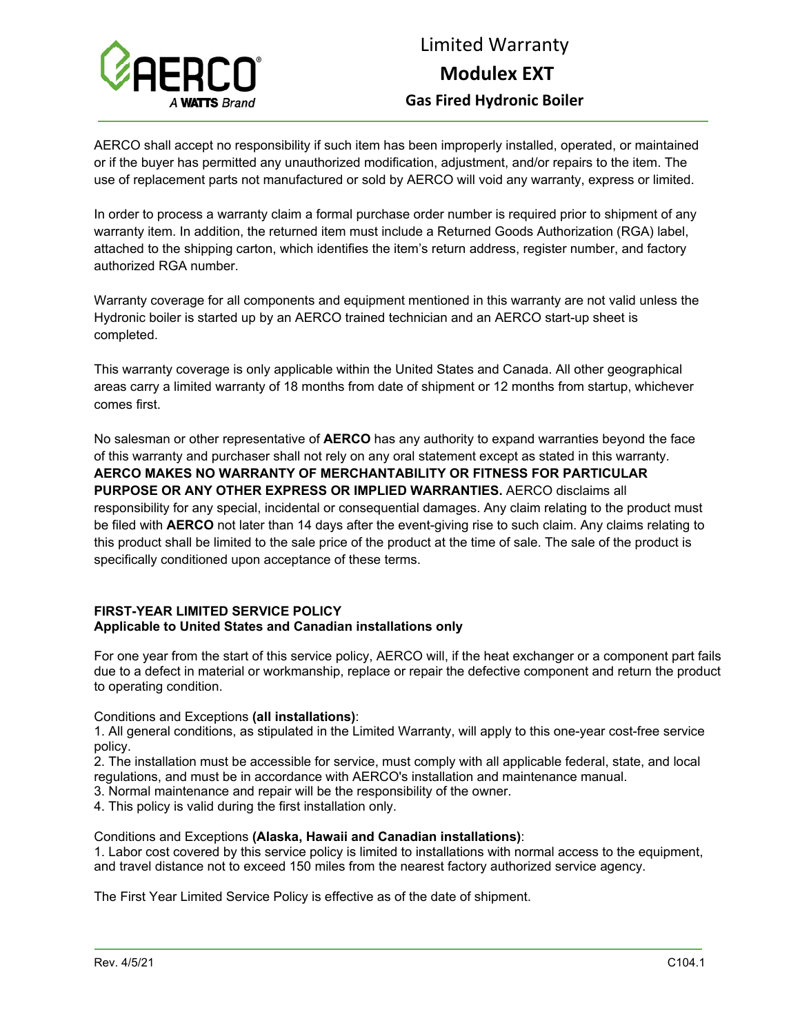AERCO shall accept no responsibility if such item has been improperly installed, operated, or maintained or if the buyer has permitted any unauthorized modification, adjustment, and/or repairs to the item. The use of replacement parts not manufactured or sold by AERCO will void any warranty, express or limited.

In order to process a warranty claim a formal purchase order number is required prior to shipment of any warranty item. In addition, the returned item must include a Returned Goods Authorization (RGA) label, attached to the shipping carton, which identifies the item's return address, register number, and factory authorized RGA number.

Warranty coverage for all components and equipment mentioned in this warranty are not valid unless the Hydronic boiler is started up by an AERCO trained technician and an AERCO start-up sheet is completed.

This warranty coverage is only applicable within the United States and Canada. All other geographical areas carry a limited warranty of 18 months from date of shipment or 12 months from startup, whichever comes first.

No salesman or other representative of **AERCO** has any authority to expand warranties beyond the face of this warranty and purchaser shall not rely on any oral statement except as stated in this warranty. **AERCO MAKES NO WARRANTY OF MERCHANTABILITY OR FITNESS FOR PARTICULAR PURPOSE OR ANY OTHER EXPRESS OR IMPLIED WARRANTIES.** AERCO disclaims all responsibility for any special, incidental or consequential damages. Any claim relating to the product must be filed with **AERCO** not later than 14 days after the event-giving rise to such claim. Any claims relating to this product shall be limited to the sale price of the product at the time of sale. The sale of the product is specifically conditioned upon acceptance of these terms.

**FIRST-YEAR LIMITED SERVICE POLICY**
**Applicable to United States and Canadian installations only**

For one year from the start of this service policy, AERCO will, if the heat exchanger or a component part fails due to a defect in material or workmanship, replace or repair the defective component and return the product to operating condition.

Conditions and Exceptions **(all installations)**:

1. All general conditions, as stipulated in the Limited Warranty, will apply to this one-year cost-free service policy.
2. The installation must be accessible for service, must comply with all applicable federal, state, and local regulations, and must be in accordance with AERCO's installation and maintenance manual.
3. Normal maintenance and repair will be the responsibility of the owner.
4. This policy is valid during the first installation only.

Conditions and Exceptions **(Alaska, Hawaii and Canadian installations)**:

1. Labor cost covered by this service policy is limited to installations with normal access to the equipment, and travel distance not to exceed 150 miles from the nearest factory authorized service agency.

The First Year Limited Service Policy is effective as of the date of shipment.